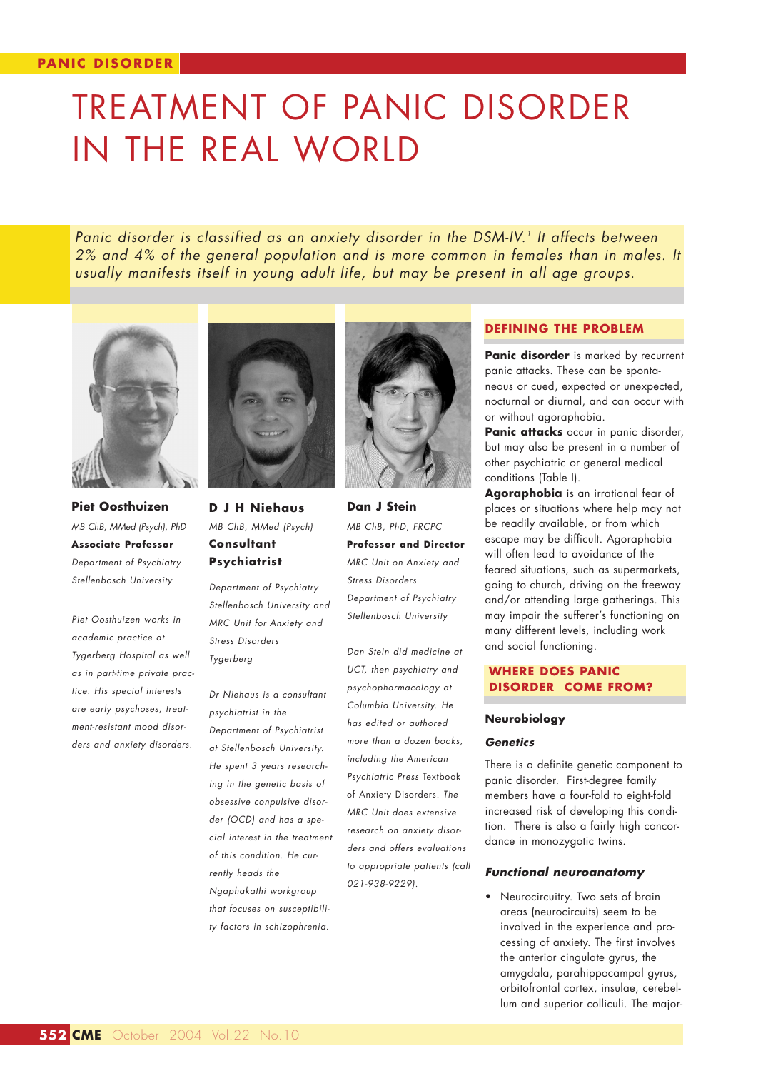# TREATMENT OF PANIC DISORDER IN THE REAL WORLD

*Panic disorder is classified as an anxiety disorder in the DSM-IV.[1] It affects between 2% and 4% of the general population and is more common in females than in males. It usually manifests itself in young adult life, but may be present in all age groups.*

**Piet Oosthuizen**
*MB ChB, MMed (Psych), PhD*
**Associate Professor**
*Department of Psychiatry*
*Stellenbosch University*

*Piet Oosthuizen works in academic practice at Tygerberg Hospital as well as in part-time private practice. His special interests are early psychoses, treatment-resistant mood disorders and anxiety disorders.*

**D J H Niehaus**
*MB ChB, MMed (Psych)*
**Consultant Psychiatrist**
*Department of Psychiatry*
*Stellenbosch University and MRC Unit for Anxiety and Stress Disorders*
*Tygerberg*

*Dr Niehaus is a consultant psychiatrist in the Department of Psychiatrist at Stellenbosch University. He spent 3 years researching in the genetic basis of obsessive conpulsive disorder (OCD) and has a special interest in the treatment of this condition. He currently heads the Ngaphakathi workgroup that focuses on susceptibility factors in schizophrenia.*

**Dan J Stein**
*MB ChB, PhD, FRCPC*
**Professor and Director**
*MRC Unit on Anxiety and Stress Disorders*
*Department of Psychiatry*
*Stellenbosch University*

*Dan Stein did medicine at UCT, then psychiatry and psychopharmacology at Columbia University. He has edited or authored more than a dozen books, including the American Psychiatric Press Textbook of Anxiety Disorders. The MRC Unit does extensive research on anxiety disorders and offers evaluations to appropriate patients (call 021-938-9229).*

## DEFINING THE PROBLEM

**Panic disorder** is marked by recurrent panic attacks. These can be spontaneous or cued, expected or unexpected, nocturnal or diurnal, and can occur with or without agoraphobia.

**Panic attacks** occur in panic disorder, but may also be present in a number of other psychiatric or general medical conditions (Table I).

**Agoraphobia** is an irrational fear of places or situations where help may not be readily available, or from which escape may be difficult. Agoraphobia will often lead to avoidance of the feared situations, such as supermarkets, going to church, driving on the freeway and/or attending large gatherings. This may impair the sufferer's functioning on many different levels, including work and social functioning.

## WHERE DOES PANIC DISORDER COME FROM?

### Neurobiology

#### *Genetics*

There is a definite genetic component to panic disorder. First-degree family members have a four-fold to eight-fold increased risk of developing this condition. There is also a fairly high concordance in monozygotic twins.

#### *Functional neuroanatomy*

- Neurocircuitry. Two sets of brain areas (neurocircuits) seem to be involved in the experience and processing of anxiety. The first involves the anterior cingulate gyrus, the amygdala, parahippocampal gyrus, orbitofrontal cortex, insulae, cerebellum and superior colliculi. The major-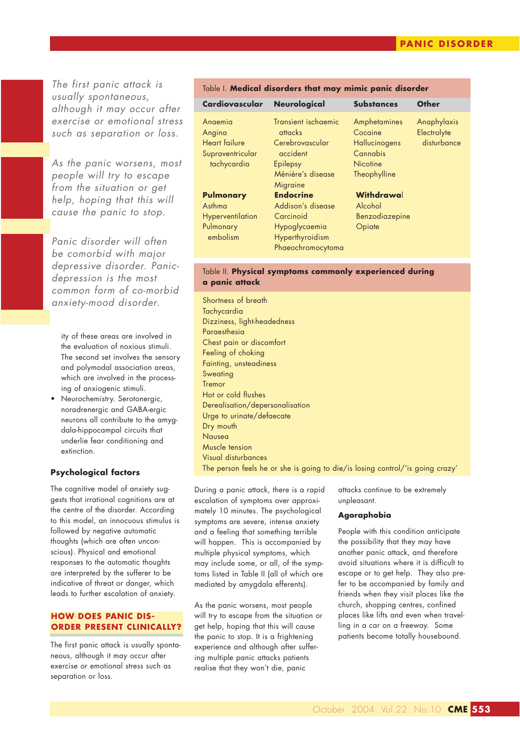*The first panic attack is usually spontaneous, although it may occur after exercise or emotional stress such as separation or loss.*

*As the panic worsens, most people will try to escape from the situation or get help, hoping that this will cause the panic to stop.*

*Panic disorder will often be comorbid with major depressive disorder. Panic-depression is the most common form of co-morbid anxiety-mood disorder.*

ity of these areas are involved in the evaluation of noxious stimuli. The second set involves the sensory and polymodal association areas, which are involved in the processing of anxiogenic stimuli.

- Neurochemistry. Serotonergic, noradrenergic and GABA-ergic neurons all contribute to the amygdala-hippocampal circuits that underlie fear conditioning and extinction.

### Psychological factors

The cognitive model of anxiety suggests that irrational cognitions are at the centre of the disorder. According to this model, an innocuous stimulus is followed by negative automatic thoughts (which are often unconscious). Physical and emotional responses to the automatic thoughts are interpreted by the sufferer to be indicative of threat or danger, which leads to further escalation of anxiety.

## HOW DOES PANIC DISORDER PRESENT CLINICALLY?

The first panic attack is usually spontaneous, although it may occur after exercise or emotional stress such as separation or loss.

Table I. **Medical disorders that may mimic panic disorder**

| Cardiovascular | Neurological | Substances | Other |
|---|---|---|---|
| Anaemia | Transient ischaemic attacks | Amphetamines | Anaphylaxis |
| Angina | Cerebrovascular accident | Cocaine | Electrolyte disturbance |
| Heart failure | Epilepsy | Hallucinogens | |
| Supraventricular tachycardia | Ménière's disease | Cannabis | |
| | Migraine | Nicotine | |
| | | Theophylline | |
| **Pulmonary** | **Endocrine** | **Withdrawal** | |
| Asthma | Addison's disease | Alcohol | |
| Hyperventilation | Carcinoid | Benzodiazepine | |
| Pulmonary embolism | Hypoglycaemia | Opiate | |
| | Hyperthyroidism | | |
| | Phaeochromocytoma | | |

Table II. **Physical symptoms commonly experienced during a panic attack**

- Shortness of breath
- Tachycardia
- Dizziness, light-headedness
- Paraesthesia
- Chest pain or discomfort
- Feeling of choking
- Fainting, unsteadiness
- Sweating
- Tremor
- Hot or cold flushes
- Derealisation/depersonalisation
- Urge to urinate/defaecate
- Dry mouth
- Nausea
- Muscle tension
- Visual disturbances
- The person feels he or she is going to die/is losing control/'is going crazy'

During a panic attack, there is a rapid escalation of symptoms over approximately 10 minutes. The psychological symptoms are severe, intense anxiety and a feeling that something terrible will happen. This is accompanied by multiple physical symptoms, which may include some, or all, of the symptoms listed in Table II (all of which are mediated by amygdala efferents).

As the panic worsens, most people will try to escape from the situation or get help, hoping that this will cause the panic to stop. It is a frightening experience and although after suffering multiple panic attacks patients realise that they won't die, panic attacks continue to be extremely unpleasant.

### Agoraphobia

People with this condition anticipate the possibility that they may have another panic attack, and therefore avoid situations where it is difficult to escape or to get help. They also prefer to be accompanied by family and friends when they visit places like the church, shopping centres, confined places like lifts and even when travelling in a car on a freeway. Some patients become totally housebound.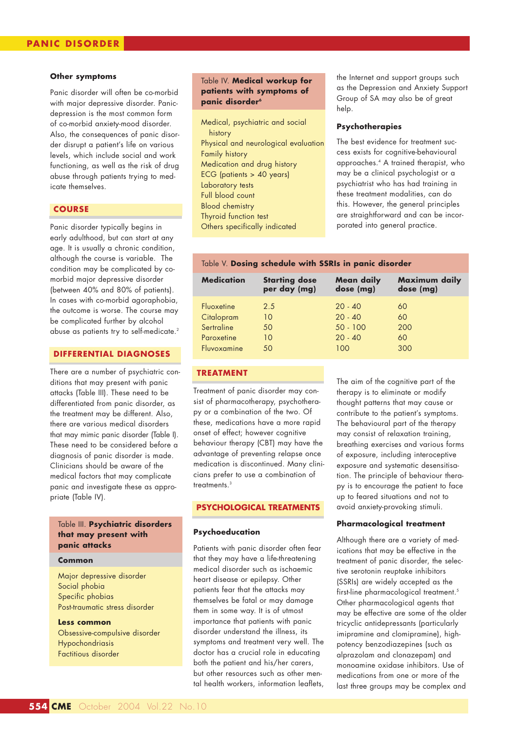### Other symptoms

Panic disorder will often be co-morbid with major depressive disorder. Panic-depression is the most common form of co-morbid anxiety-mood disorder. Also, the consequences of panic disorder disrupt a patient's life on various levels, which include social and work functioning, as well as the risk of drug abuse through patients trying to medicate themselves.

## COURSE

Panic disorder typically begins in early adulthood, but can start at any age. It is usually a chronic condition, although the course is variable. The condition may be complicated by co-morbid major depressive disorder (between 40% and 80% of patients). In cases with co-morbid agoraphobia, the outcome is worse. The course may be complicated further by alcohol abuse as patients try to self-medicate.[2]

## DIFFERENTIAL DIAGNOSES

There are a number of psychiatric conditions that may present with panic attacks (Table III). These need to be differentiated from panic disorder, as the treatment may be different. Also, there are various medical disorders that may mimic panic disorder (Table I). These need to be considered before a diagnosis of panic disorder is made. Clinicians should be aware of the medical factors that may complicate panic and investigate these as appropriate (Table IV).

Table III. **Psychiatric disorders that may present with panic attacks**

| Common |
|---|
| Major depressive disorder |
| Social phobia |
| Specific phobias |
| Post-traumatic stress disorder |
| **Less common** |
| Obsessive-compulsive disorder |
| Hypochondriasis |
| Factitious disorder |

Table IV. **Medical workup for patients with symptoms of panic disorder**[6]

- Medical, psychiatric and social history
- Physical and neurological evaluation
- Family history
- Medication and drug history
- ECG (patients > 40 years)
- Laboratory tests
- Full blood count
- Blood chemistry
- Thyroid function test
- Others specifically indicated

Table V. **Dosing schedule with SSRIs in panic disorder**

| Medication | Starting dose per day (mg) | Mean daily dose (mg) | Maximum daily dose (mg) |
|---|---|---|---|
| Fluoxetine | 2.5 | 20 - 40 | 60 |
| Citalopram | 10 | 20 - 40 | 60 |
| Sertraline | 50 | 50 - 100 | 200 |
| Paroxetine | 10 | 20 - 40 | 60 |
| Fluvoxamine | 50 | 100 | 300 |

## TREATMENT

Treatment of panic disorder may consist of pharmacotherapy, psychotherapy or a combination of the two. Of these, medications have a more rapid onset of effect; however cognitive behaviour therapy (CBT) may have the advantage of preventing relapse once medication is discontinued. Many clinicians prefer to use a combination of treatments.[3]

## PSYCHOLOGICAL TREATMENTS

### Psychoeducation

Patients with panic disorder often fear that they may have a life-threatening medical disorder such as ischaemic heart disease or epilepsy. Other patients fear that the attacks may themselves be fatal or may damage them in some way. It is of utmost importance that patients with panic disorder understand the illness, its symptoms and treatment very well. The doctor has a crucial role in educating both the patient and his/her carers, but other resources such as other mental health workers, information leaflets, the Internet and support groups such as the Depression and Anxiety Support Group of SA may also be of great help.

### Psychotherapies

The best evidence for treatment success exists for cognitive-behavioural approaches.[4] A trained therapist, who may be a clinical psychologist or a psychiatrist who has had training in these treatment modalities, can do this. However, the general principles are straightforward and can be incorporated into general practice.

The aim of the cognitive part of the therapy is to eliminate or modify thought patterns that may cause or contribute to the patient's symptoms. The behavioural part of the therapy may consist of relaxation training, breathing exercises and various forms of exposure, including interoceptive exposure and systematic desensitisation. The principle of behaviour therapy is to encourage the patient to face up to feared situations and not to avoid anxiety-provoking stimuli.

### Pharmacological treatment

Although there are a variety of medications that may be effective in the treatment of panic disorder, the selective serotonin reuptake inhibitors (SSRIs) are widely accepted as the first-line pharmacological treatment.[5] Other pharmacological agents that may be effective are some of the older tricyclic antidepressants (particularly imipramine and clomipramine), high-potency benzodiazepines (such as alprazolam and clonazepam) and monoamine oxidase inhibitors. Use of medications from one or more of the last three groups may be complex and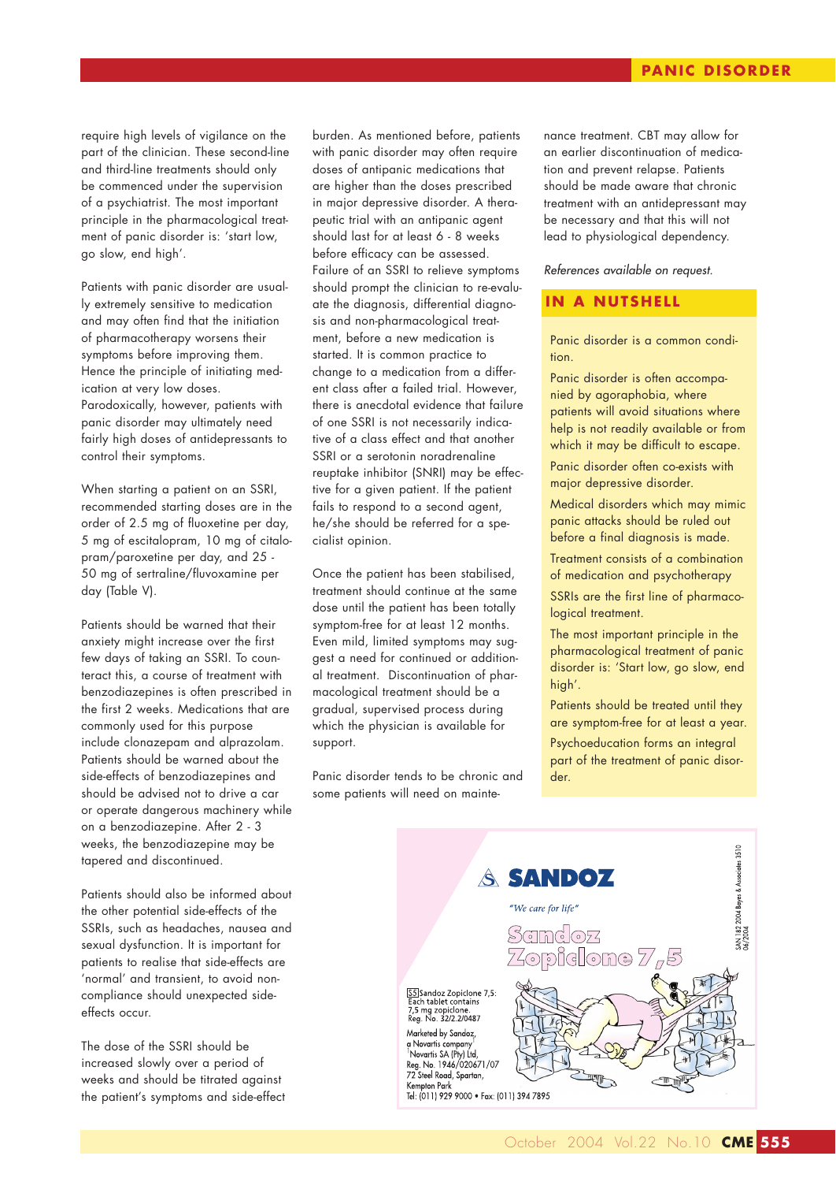require high levels of vigilance on the part of the clinician. These second-line and third-line treatments should only be commenced under the supervision of a psychiatrist. The most important principle in the pharmacological treatment of panic disorder is: 'start low, go slow, end high'.

Patients with panic disorder are usually extremely sensitive to medication and may often find that the initiation of pharmacotherapy worsens their symptoms before improving them. Hence the principle of initiating medication at very low doses. Parodoxically, however, patients with panic disorder may ultimately need fairly high doses of antidepressants to control their symptoms.

When starting a patient on an SSRI, recommended starting doses are in the order of 2.5 mg of fluoxetine per day, 5 mg of escitalopram, 10 mg of citalopram/paroxetine per day, and 25 - 50 mg of sertraline/fluvoxamine per day (Table V).

Patients should be warned that their anxiety might increase over the first few days of taking an SSRI. To counteract this, a course of treatment with benzodiazepines is often prescribed in the first 2 weeks. Medications that are commonly used for this purpose include clonazepam and alprazolam. Patients should be warned about the side-effects of benzodiazepines and should be advised not to drive a car or operate dangerous machinery while on a benzodiazepine. After 2 - 3 weeks, the benzodiazepine may be tapered and discontinued.

Patients should also be informed about the other potential side-effects of the SSRIs, such as headaches, nausea and sexual dysfunction. It is important for patients to realise that side-effects are 'normal' and transient, to avoid non-compliance should unexpected side-effects occur.

The dose of the SSRI should be increased slowly over a period of weeks and should be titrated against the patient's symptoms and side-effect burden. As mentioned before, patients with panic disorder may often require doses of antipanic medications that are higher than the doses prescribed in major depressive disorder. A therapeutic trial with an antipanic agent should last for at least 6 - 8 weeks before efficacy can be assessed. Failure of an SSRI to relieve symptoms should prompt the clinician to re-evaluate the diagnosis, differential diagnosis and non-pharmacological treatment, before a new medication is started. It is common practice to change to a medication from a different class after a failed trial. However, there is anecdotal evidence that failure of one SSRI is not necessarily indicative of a class effect and that another SSRI or a serotonin noradrenaline reuptake inhibitor (SNRI) may be effective for a given patient. If the patient fails to respond to a second agent, he/she should be referred for a specialist opinion.

Once the patient has been stabilised, treatment should continue at the same dose until the patient has been totally symptom-free for at least 12 months. Even mild, limited symptoms may suggest a need for continued or additional treatment. Discontinuation of pharmacological treatment should be a gradual, supervised process during which the physician is available for support.

Panic disorder tends to be chronic and some patients will need on maintenance treatment. CBT may allow for an earlier discontinuation of medication and prevent relapse. Patients should be made aware that chronic treatment with an antidepressant may be necessary and that this will not lead to physiological dependency.

*References available on request.*

## IN A NUTSHELL

Panic disorder is a common condition.

Panic disorder is often accompanied by agoraphobia, where patients will avoid situations where help is not readily available or from which it may be difficult to escape.

Panic disorder often co-exists with major depressive disorder.

Medical disorders which may mimic panic attacks should be ruled out before a final diagnosis is made.

Treatment consists of a combination of medication and psychotherapy

SSRIs are the first line of pharmacological treatment.

The most important principle in the pharmacological treatment of panic disorder is: 'Start low, go slow, end high'.

Patients should be treated until they are symptom-free for at least a year.

Psychoeducation forms an integral part of the treatment of panic disorder.

SANDOZ

*"We care for life"*

Sandoz Zopiclone 7,5

S5 Sandoz Zopiclone 7,5: Each tablet contains 7,5 mg zopiclone. Reg. No. 32/2.2/0487

Marketed by Sandoz, a Novartis company
Novartis SA (Pty) Ltd, Reg. No. 1946/020671/07
72 Steel Road, Spartan, Kempton Park
Tel: (011) 929 9000 • Fax: (011) 394 7895

SAN 182 2004 Bayes & Associates 3510 06/2004